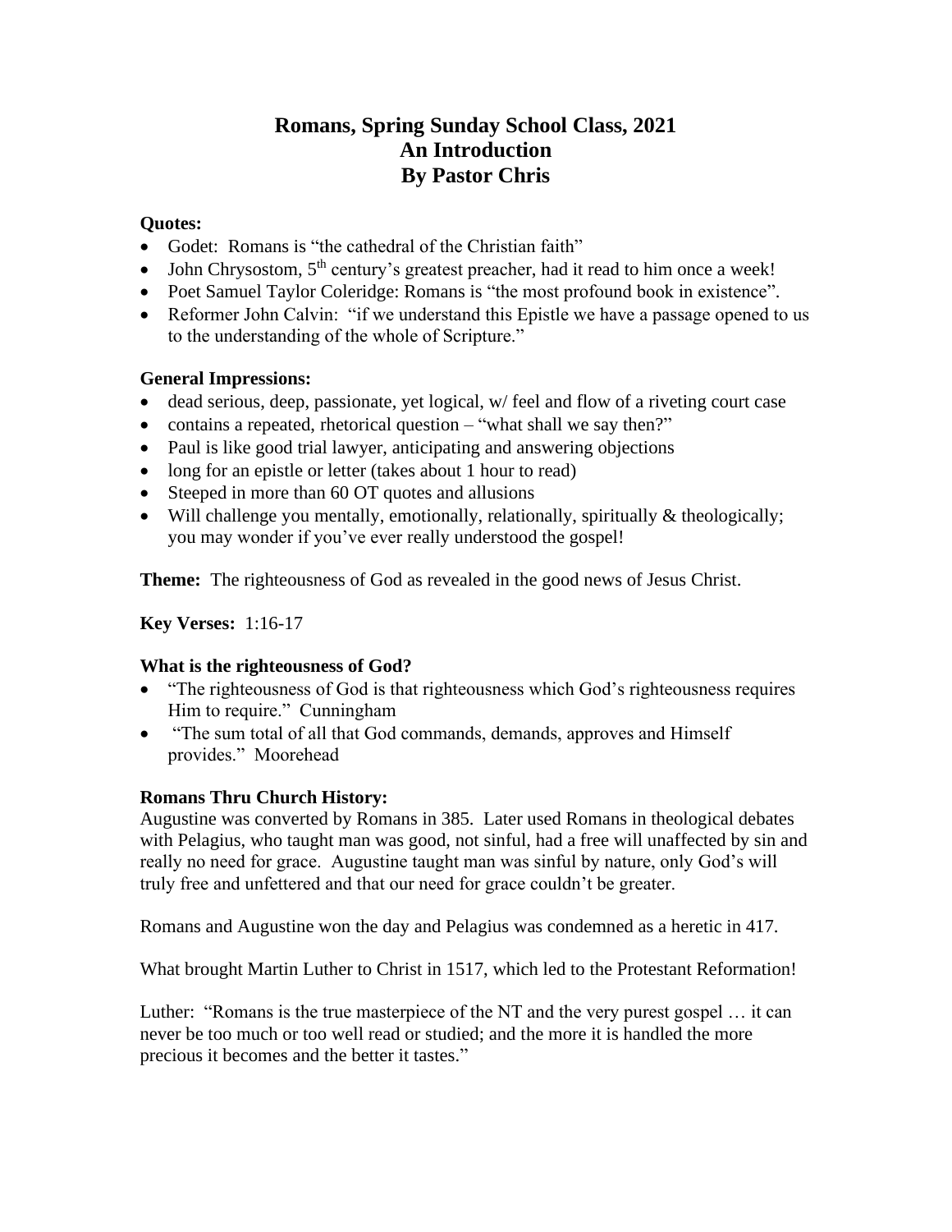# Romans, Spring Sunday School Class, 2021
# An Introduction
# By Pastor Chris

**Quotes:**

- Godet: Romans is "the cathedral of the Christian faith"
- John Chrysostom, 5th century's greatest preacher, had it read to him once a week!
- Poet Samuel Taylor Coleridge: Romans is "the most profound book in existence".
- Reformer John Calvin: "if we understand this Epistle we have a passage opened to us to the understanding of the whole of Scripture."

**General Impressions:**

- dead serious, deep, passionate, yet logical, w/ feel and flow of a riveting court case
- contains a repeated, rhetorical question – "what shall we say then?"
- Paul is like good trial lawyer, anticipating and answering objections
- long for an epistle or letter (takes about 1 hour to read)
- Steeped in more than 60 OT quotes and allusions
- Will challenge you mentally, emotionally, relationally, spiritually & theologically; you may wonder if you've ever really understood the gospel!

**Theme:** The righteousness of God as revealed in the good news of Jesus Christ.

**Key Verses:** 1:16-17

**What is the righteousness of God?**

- "The righteousness of God is that righteousness which God's righteousness requires Him to require." Cunningham
- "The sum total of all that God commands, demands, approves and Himself provides." Moorehead

**Romans Thru Church History:**

Augustine was converted by Romans in 385. Later used Romans in theological debates with Pelagius, who taught man was good, not sinful, had a free will unaffected by sin and really no need for grace. Augustine taught man was sinful by nature, only God's will truly free and unfettered and that our need for grace couldn't be greater.

Romans and Augustine won the day and Pelagius was condemned as a heretic in 417.

What brought Martin Luther to Christ in 1517, which led to the Protestant Reformation!

Luther: "Romans is the true masterpiece of the NT and the very purest gospel … it can never be too much or too well read or studied; and the more it is handled the more precious it becomes and the better it tastes."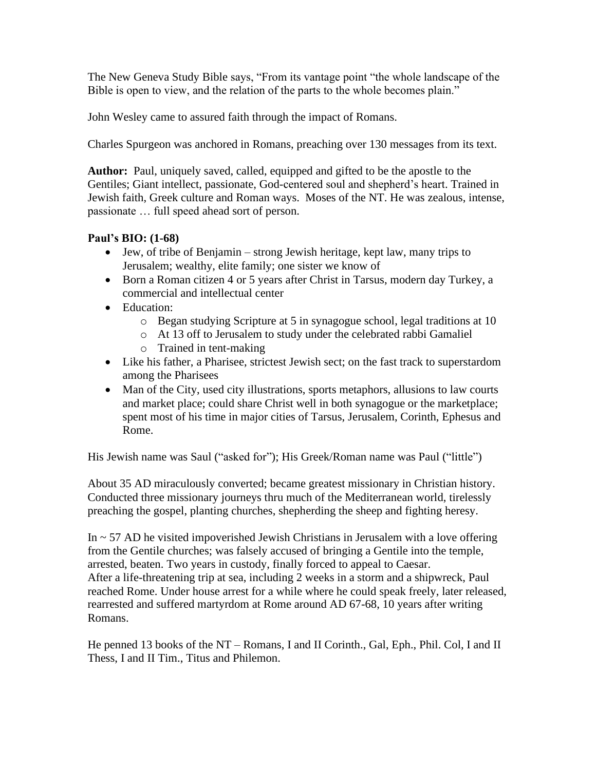The New Geneva Study Bible says, "From its vantage point "the whole landscape of the Bible is open to view, and the relation of the parts to the whole becomes plain."

John Wesley came to assured faith through the impact of Romans.

Charles Spurgeon was anchored in Romans, preaching over 130 messages from its text.

**Author:** Paul, uniquely saved, called, equipped and gifted to be the apostle to the Gentiles; Giant intellect, passionate, God-centered soul and shepherd's heart. Trained in Jewish faith, Greek culture and Roman ways. Moses of the NT. He was zealous, intense, passionate … full speed ahead sort of person.

**Paul's BIO: (1-68)**

- Jew, of tribe of Benjamin – strong Jewish heritage, kept law, many trips to Jerusalem; wealthy, elite family; one sister we know of
- Born a Roman citizen 4 or 5 years after Christ in Tarsus, modern day Turkey, a commercial and intellectual center
- Education:
  - Began studying Scripture at 5 in synagogue school, legal traditions at 10
  - At 13 off to Jerusalem to study under the celebrated rabbi Gamaliel
  - Trained in tent-making
- Like his father, a Pharisee, strictest Jewish sect; on the fast track to superstardom among the Pharisees
- Man of the City, used city illustrations, sports metaphors, allusions to law courts and market place; could share Christ well in both synagogue or the marketplace; spent most of his time in major cities of Tarsus, Jerusalem, Corinth, Ephesus and Rome.

His Jewish name was Saul ("asked for"); His Greek/Roman name was Paul ("little")

About 35 AD miraculously converted; became greatest missionary in Christian history. Conducted three missionary journeys thru much of the Mediterranean world, tirelessly preaching the gospel, planting churches, shepherding the sheep and fighting heresy.

In ~ 57 AD he visited impoverished Jewish Christians in Jerusalem with a love offering from the Gentile churches; was falsely accused of bringing a Gentile into the temple, arrested, beaten. Two years in custody, finally forced to appeal to Caesar.
After a life-threatening trip at sea, including 2 weeks in a storm and a shipwreck, Paul reached Rome. Under house arrest for a while where he could speak freely, later released, rearrested and suffered martyrdom at Rome around AD 67-68, 10 years after writing Romans.

He penned 13 books of the NT – Romans, I and II Corinth., Gal, Eph., Phil. Col, I and II Thess, I and II Tim., Titus and Philemon.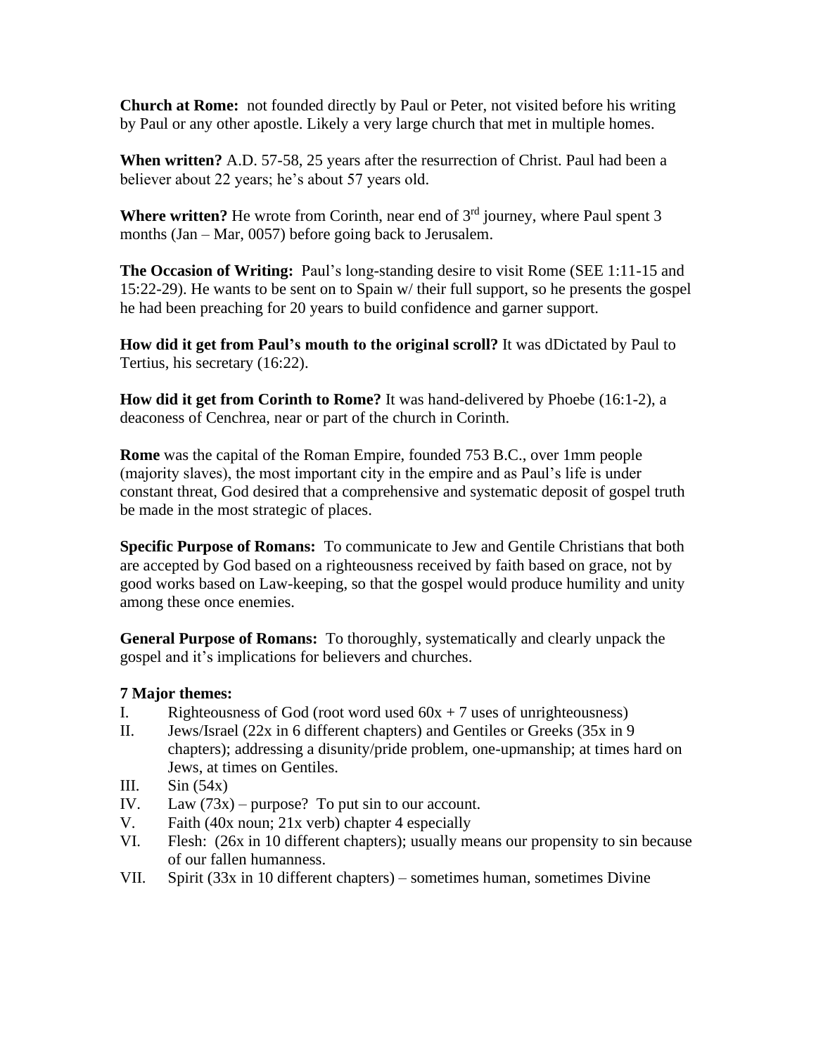**Church at Rome:** not founded directly by Paul or Peter, not visited before his writing by Paul or any other apostle. Likely a very large church that met in multiple homes.

**When written?** A.D. 57-58, 25 years after the resurrection of Christ. Paul had been a believer about 22 years; he's about 57 years old.

**Where written?** He wrote from Corinth, near end of 3rd journey, where Paul spent 3 months (Jan – Mar, 0057) before going back to Jerusalem.

**The Occasion of Writing:** Paul's long-standing desire to visit Rome (SEE 1:11-15 and 15:22-29). He wants to be sent on to Spain w/ their full support, so he presents the gospel he had been preaching for 20 years to build confidence and garner support.

**How did it get from Paul's mouth to the original scroll?** It was dDictated by Paul to Tertius, his secretary (16:22).

**How did it get from Corinth to Rome?** It was hand-delivered by Phoebe (16:1-2), a deaconess of Cenchrea, near or part of the church in Corinth.

**Rome** was the capital of the Roman Empire, founded 753 B.C., over 1mm people (majority slaves), the most important city in the empire and as Paul's life is under constant threat, God desired that a comprehensive and systematic deposit of gospel truth be made in the most strategic of places.

**Specific Purpose of Romans:** To communicate to Jew and Gentile Christians that both are accepted by God based on a righteousness received by faith based on grace, not by good works based on Law-keeping, so that the gospel would produce humility and unity among these once enemies.

**General Purpose of Romans:** To thoroughly, systematically and clearly unpack the gospel and it's implications for believers and churches.

**7 Major themes:**

I. Righteousness of God (root word used 60x + 7 uses of unrighteousness)
II. Jews/Israel (22x in 6 different chapters) and Gentiles or Greeks (35x in 9 chapters); addressing a disunity/pride problem, one-upmanship; at times hard on Jews, at times on Gentiles.
III. Sin (54x)
IV. Law (73x) – purpose? To put sin to our account.
V. Faith (40x noun; 21x verb) chapter 4 especially
VI. Flesh: (26x in 10 different chapters); usually means our propensity to sin because of our fallen humanness.
VII. Spirit (33x in 10 different chapters) – sometimes human, sometimes Divine